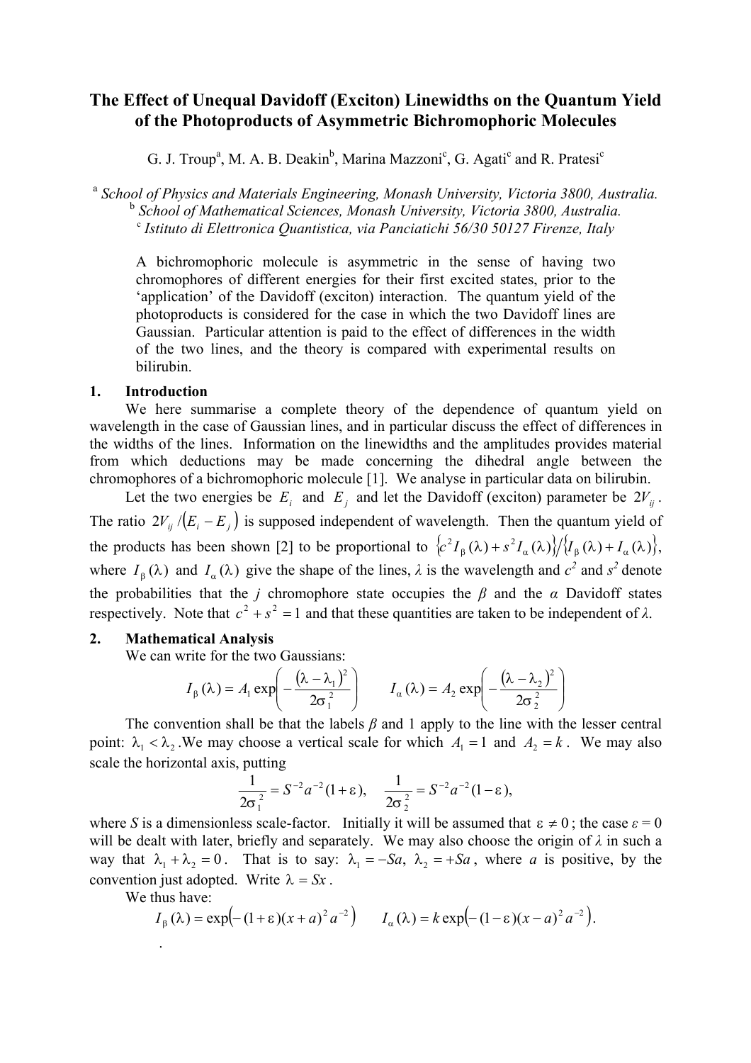# The Effect of Unequal Davidoff (Exciton) Linewidths on the Quantum Yield of the Photoproducts of Asymmetric Bichromophoric Molecules

G. J. Troup[a], M. A. B. Deakin[b], Marina Mazzoni[c], G. Agati[c] and R. Pratesi[c]

[a] *School of Physics and Materials Engineering, Monash University, Victoria 3800, Australia.*
[b] *School of Mathematical Sciences, Monash University, Victoria 3800, Australia.*
[c] *Istituto di Elettronica Quantistica, via Panciatichi 56/30 50127 Firenze, Italy*

A bichromophoric molecule is asymmetric in the sense of having two chromophores of different energies for their first excited states, prior to the 'application' of the Davidoff (exciton) interaction. The quantum yield of the photoproducts is considered for the case in which the two Davidoff lines are Gaussian. Particular attention is paid to the effect of differences in the width of the two lines, and the theory is compared with experimental results on bilirubin.

## 1. Introduction

We here summarise a complete theory of the dependence of quantum yield on wavelength in the case of Gaussian lines, and in particular discuss the effect of differences in the widths of the lines. Information on the linewidths and the amplitudes provides material from which deductions may be made concerning the dihedral angle between the chromophores of a bichromophoric molecule [1]. We analyse in particular data on bilirubin.

Let the two energies be $E_i$ and $E_j$ and let the Davidoff (exciton) parameter be $2V_{ij}$. The ratio $2V_{ij}/(E_i - E_j)$ is supposed independent of wavelength. Then the quantum yield of the products has been shown [2] to be proportional to $\{c^2 I_\beta(\lambda) + s^2 I_\alpha(\lambda)\}/\{I_\beta(\lambda) + I_\alpha(\lambda)\}$, where $I_\beta(\lambda)$ and $I_\alpha(\lambda)$ give the shape of the lines, *λ* is the wavelength and $c^2$ and $s^2$ denote the probabilities that the *j* chromophore state occupies the *β* and the *α* Davidoff states respectively. Note that $c^2 + s^2 = 1$ and that these quantities are taken to be independent of *λ*.

## 2. Mathematical Analysis

We can write for the two Gaussians:

$$I_\beta(\lambda) = A_1 \exp\left(-\frac{(\lambda - \lambda_1)^2}{2\sigma_1^2}\right) \qquad I_\alpha(\lambda) = A_2 \exp\left(-\frac{(\lambda - \lambda_2)^2}{2\sigma_2^2}\right)$$

The convention shall be that the labels *β* and 1 apply to the line with the lesser central point: $\lambda_1 < \lambda_2$. We may choose a vertical scale for which $A_1 = 1$ and $A_2 = k$. We may also scale the horizontal axis, putting

$$\frac{1}{2\sigma_1^2} = S^{-2}a^{-2}(1+\varepsilon), \quad \frac{1}{2\sigma_2^2} = S^{-2}a^{-2}(1-\varepsilon),$$

where *S* is a dimensionless scale-factor. Initially it will be assumed that $\varepsilon \neq 0$; the case $\varepsilon = 0$ will be dealt with later, briefly and separately. We may also choose the origin of *λ* in such a way that $\lambda_1 + \lambda_2 = 0$. That is to say: $\lambda_1 = -Sa,\ \lambda_2 = +Sa$, where *a* is positive, by the convention just adopted. Write $\lambda = Sx$.

We thus have:

$$I_\beta(\lambda) = \exp\left(-(1+\varepsilon)(x+a)^2 a^{-2}\right) \qquad I_\alpha(\lambda) = k\exp\left(-(1-\varepsilon)(x-a)^2 a^{-2}\right).$$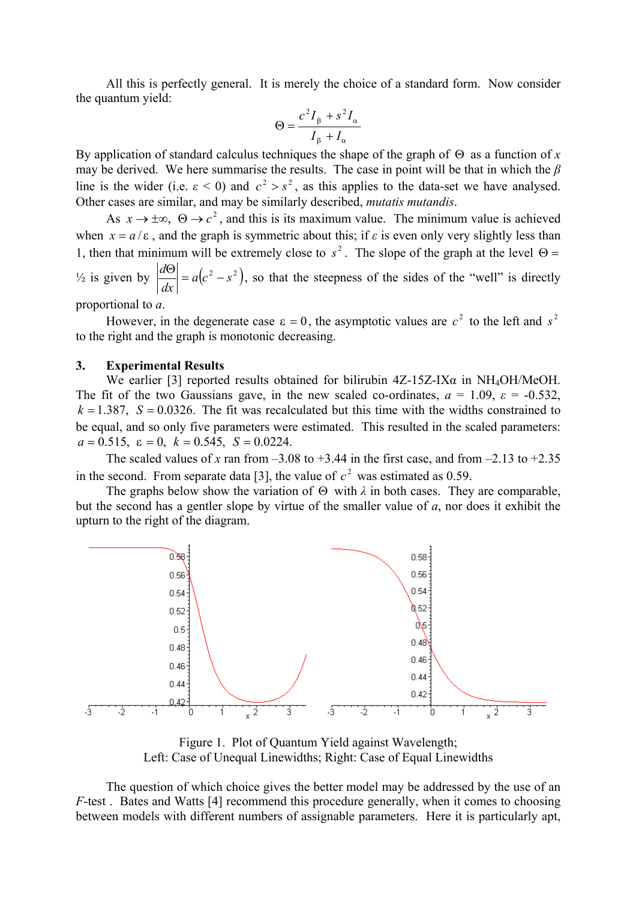All this is perfectly general. It is merely the choice of a standard form. Now consider the quantum yield:

$$\Theta = \frac{c^2 I_\beta + s^2 I_\alpha}{I_\beta + I_\alpha}$$

By application of standard calculus techniques the shape of the graph of $\Theta$ as a function of $x$ may be derived. We here summarise the results. The case in point will be that in which the $\beta$ line is the wider (i.e. $\varepsilon < 0$) and $c^2 > s^2$, as this applies to the data-set we have analysed. Other cases are similar, and may be similarly described, *mutatis mutandis*.

As $x \to \pm\infty$, $\Theta \to c^2$, and this is its maximum value. The minimum value is achieved when $x = a/\varepsilon$, and the graph is symmetric about this; if $\varepsilon$ is even only very slightly less than 1, then that minimum will be extremely close to $s^2$. The slope of the graph at the level $\Theta = ½$ is given by $\left|\frac{d\Theta}{dx}\right| = a\left(c^2 - s^2\right)$, so that the steepness of the sides of the "well" is directly proportional to $a$.

However, in the degenerate case $\varepsilon = 0$, the asymptotic values are $c^2$ to the left and $s^2$ to the right and the graph is monotonic decreasing.

## 3. Experimental Results

We earlier [3] reported results obtained for bilirubin 4Z-15Z-IXα in $NH_4OH$/MeOH. The fit of the two Gaussians gave, in the new scaled co-ordinates, $a$ = 1.09, $\varepsilon$ = -0.532, $k = 1.387$, $S = 0.0326$. The fit was recalculated but this time with the widths constrained to be equal, and so only five parameters were estimated. This resulted in the scaled parameters: $a = 0.515$, $\varepsilon = 0$, $k = 0.545$, $S = 0.0224$.

The scaled values of $x$ ran from –3.08 to +3.44 in the first case, and from –2.13 to +2.35 in the second. From separate data [3], the value of $c^2$ was estimated as 0.59.

The graphs below show the variation of $\Theta$ with $\lambda$ in both cases. They are comparable, but the second has a gentler slope by virtue of the smaller value of $a$, nor does it exhibit the upturn to the right of the diagram.

Figure 1. Plot of Quantum Yield against Wavelength;
Left: Case of Unequal Linewidths; Right: Case of Equal Linewidths

The question of which choice gives the better model may be addressed by the use of an $F$-test. Bates and Watts [4] recommend this procedure generally, when it comes to choosing between models with different numbers of assignable parameters. Here it is particularly apt,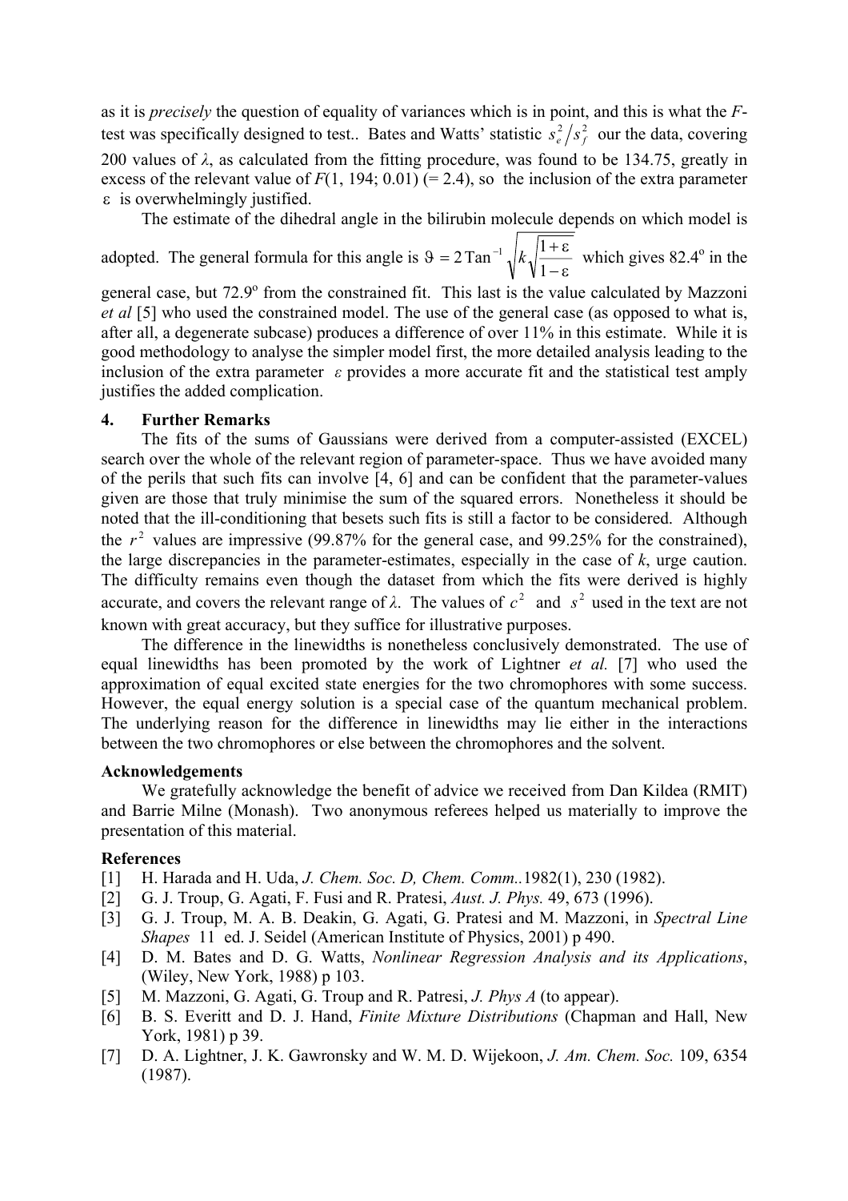as it is *precisely* the question of equality of variances which is in point, and this is what the *F*-test was specifically designed to test.. Bates and Watts' statistic $s_\varepsilon^2 / s_f^2$ our the data, covering 200 values of *λ*, as calculated from the fitting procedure, was found to be 134.75, greatly in excess of the relevant value of $F(1, 194; 0.01)$ (= 2.4), so the inclusion of the extra parameter $\varepsilon$ is overwhelmingly justified.

The estimate of the dihedral angle in the bilirubin molecule depends on which model is adopted. The general formula for this angle is $\vartheta = 2\,\mathrm{Tan}^{-1}\sqrt{k\sqrt{\dfrac{1+\varepsilon}{1-\varepsilon}}}$ which gives 82.4$^\circ$ in the general case, but 72.9$^\circ$ from the constrained fit. This last is the value calculated by Mazzoni *et al* [5] who used the constrained model. The use of the general case (as opposed to what is, after all, a degenerate subcase) produces a difference of over 11% in this estimate. While it is good methodology to analyse the simpler model first, the more detailed analysis leading to the inclusion of the extra parameter $\varepsilon$ provides a more accurate fit and the statistical test amply justifies the added complication.

## 4. Further Remarks

The fits of the sums of Gaussians were derived from a computer-assisted (EXCEL) search over the whole of the relevant region of parameter-space. Thus we have avoided many of the perils that such fits can involve [4, 6] and can be confident that the parameter-values given are those that truly minimise the sum of the squared errors. Nonetheless it should be noted that the ill-conditioning that besets such fits is still a factor to be considered. Although the $r^2$ values are impressive (99.87% for the general case, and 99.25% for the constrained), the large discrepancies in the parameter-estimates, especially in the case of *k*, urge caution. The difficulty remains even though the dataset from which the fits were derived is highly accurate, and covers the relevant range of *λ*. The values of $c^2$ and $s^2$ used in the text are not known with great accuracy, but they suffice for illustrative purposes.

The difference in the linewidths is nonetheless conclusively demonstrated. The use of equal linewidths has been promoted by the work of Lightner *et al.* [7] who used the approximation of equal excited state energies for the two chromophores with some success. However, the equal energy solution is a special case of the quantum mechanical problem. The underlying reason for the difference in linewidths may lie either in the interactions between the two chromophores or else between the chromophores and the solvent.

### Acknowledgements

We gratefully acknowledge the benefit of advice we received from Dan Kildea (RMIT) and Barrie Milne (Monash). Two anonymous referees helped us materially to improve the presentation of this material.

### References

[1] H. Harada and H. Uda, *J. Chem. Soc. D, Chem. Comm.*.1982(1), 230 (1982).

[2] G. J. Troup, G. Agati, F. Fusi and R. Pratesi, *Aust. J. Phys.* 49, 673 (1996).

[3] G. J. Troup, M. A. B. Deakin, G. Agati, G. Pratesi and M. Mazzoni, in *Spectral Line Shapes* 11 ed. J. Seidel (American Institute of Physics, 2001) p 490.

[4] D. M. Bates and D. G. Watts, *Nonlinear Regression Analysis and its Applications*, (Wiley, New York, 1988) p 103.

[5] M. Mazzoni, G. Agati, G. Troup and R. Patresi, *J. Phys A* (to appear).

[6] B. S. Everitt and D. J. Hand, *Finite Mixture Distributions* (Chapman and Hall, New York, 1981) p 39.

[7] D. A. Lightner, J. K. Gawronsky and W. M. D. Wijekoon, *J. Am. Chem. Soc.* 109, 6354 (1987).